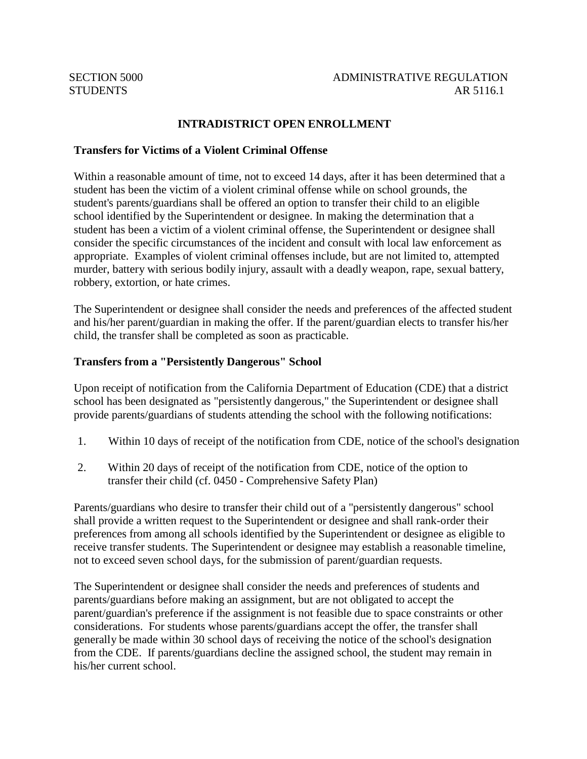SECTION 5000
STUDENTS

ADMINISTRATIVE REGULATION
AR 5116.1

# INTRADISTRICT OPEN ENROLLMENT

## Transfers for Victims of a Violent Criminal Offense

Within a reasonable amount of time, not to exceed 14 days, after it has been determined that a student has been the victim of a violent criminal offense while on school grounds, the student's parents/guardians shall be offered an option to transfer their child to an eligible school identified by the Superintendent or designee. In making the determination that a student has been a victim of a violent criminal offense, the Superintendent or designee shall consider the specific circumstances of the incident and consult with local law enforcement as appropriate. Examples of violent criminal offenses include, but are not limited to, attempted murder, battery with serious bodily injury, assault with a deadly weapon, rape, sexual battery, robbery, extortion, or hate crimes.

The Superintendent or designee shall consider the needs and preferences of the affected student and his/her parent/guardian in making the offer. If the parent/guardian elects to transfer his/her child, the transfer shall be completed as soon as practicable.

## Transfers from a "Persistently Dangerous" School

Upon receipt of notification from the California Department of Education (CDE) that a district school has been designated as "persistently dangerous," the Superintendent or designee shall provide parents/guardians of students attending the school with the following notifications:

1. Within 10 days of receipt of the notification from CDE, notice of the school's designation
2. Within 20 days of receipt of the notification from CDE, notice of the option to transfer their child (cf. 0450 - Comprehensive Safety Plan)

Parents/guardians who desire to transfer their child out of a "persistently dangerous" school shall provide a written request to the Superintendent or designee and shall rank-order their preferences from among all schools identified by the Superintendent or designee as eligible to receive transfer students. The Superintendent or designee may establish a reasonable timeline, not to exceed seven school days, for the submission of parent/guardian requests.

The Superintendent or designee shall consider the needs and preferences of students and parents/guardians before making an assignment, but are not obligated to accept the parent/guardian's preference if the assignment is not feasible due to space constraints or other considerations. For students whose parents/guardians accept the offer, the transfer shall generally be made within 30 school days of receiving the notice of the school's designation from the CDE. If parents/guardians decline the assigned school, the student may remain in his/her current school.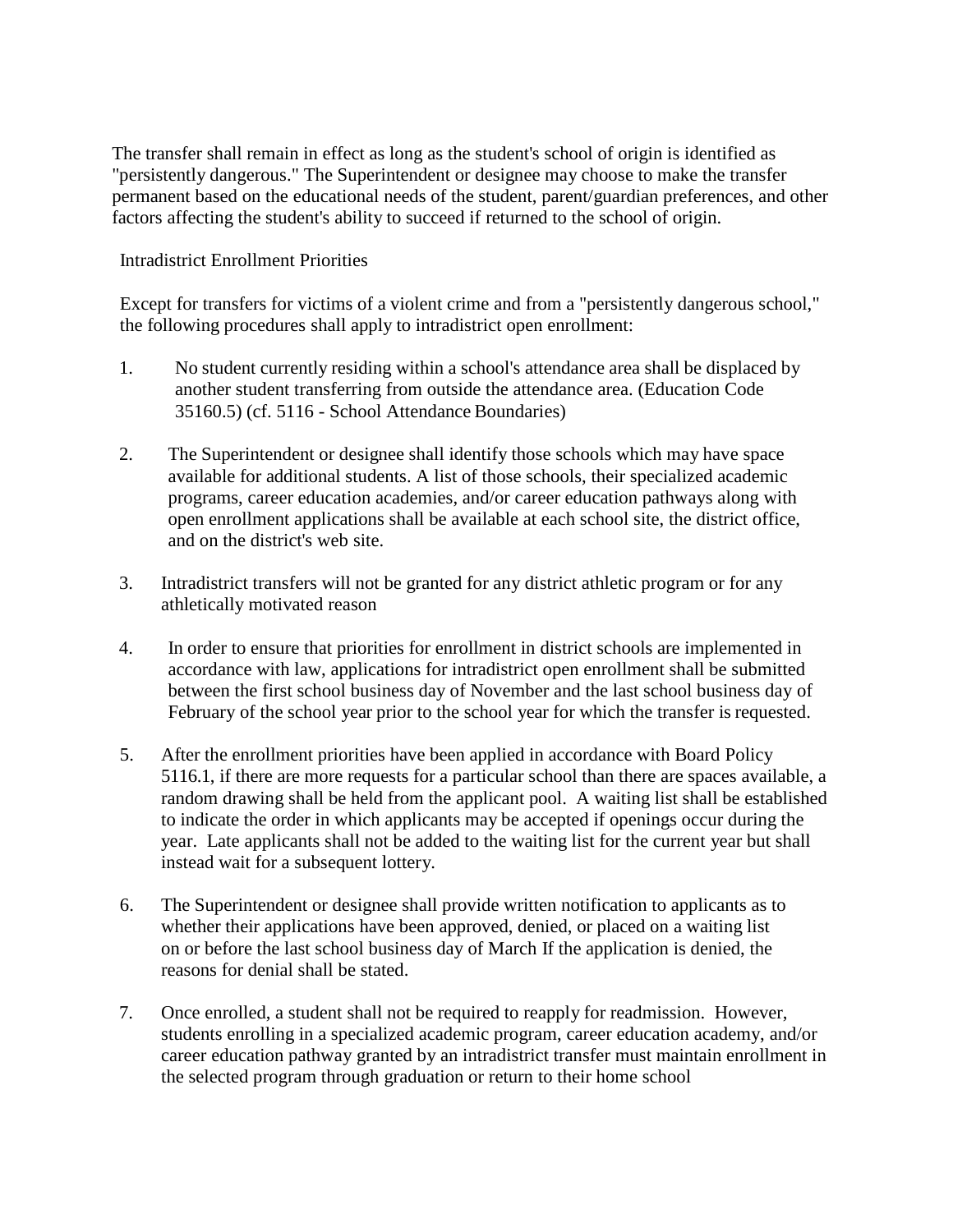The transfer shall remain in effect as long as the student's school of origin is identified as "persistently dangerous." The Superintendent or designee may choose to make the transfer permanent based on the educational needs of the student, parent/guardian preferences, and other factors affecting the student's ability to succeed if returned to the school of origin.

Intradistrict Enrollment Priorities

Except for transfers for victims of a violent crime and from a "persistently dangerous school," the following procedures shall apply to intradistrict open enrollment:

1. No student currently residing within a school's attendance area shall be displaced by another student transferring from outside the attendance area. (Education Code 35160.5) (cf. 5116 - School Attendance Boundaries)

2. The Superintendent or designee shall identify those schools which may have space available for additional students. A list of those schools, their specialized academic programs, career education academies, and/or career education pathways along with open enrollment applications shall be available at each school site, the district office, and on the district's web site.

3. Intradistrict transfers will not be granted for any district athletic program or for any athletically motivated reason

4. In order to ensure that priorities for enrollment in district schools are implemented in accordance with law, applications for intradistrict open enrollment shall be submitted between the first school business day of November and the last school business day of February of the school year prior to the school year for which the transfer is requested.

5. After the enrollment priorities have been applied in accordance with Board Policy 5116.1, if there are more requests for a particular school than there are spaces available, a random drawing shall be held from the applicant pool. A waiting list shall be established to indicate the order in which applicants may be accepted if openings occur during the year. Late applicants shall not be added to the waiting list for the current year but shall instead wait for a subsequent lottery.

6. The Superintendent or designee shall provide written notification to applicants as to whether their applications have been approved, denied, or placed on a waiting list on or before the last school business day of March If the application is denied, the reasons for denial shall be stated.

7. Once enrolled, a student shall not be required to reapply for readmission. However, students enrolling in a specialized academic program, career education academy, and/or career education pathway granted by an intradistrict transfer must maintain enrollment in the selected program through graduation or return to their home school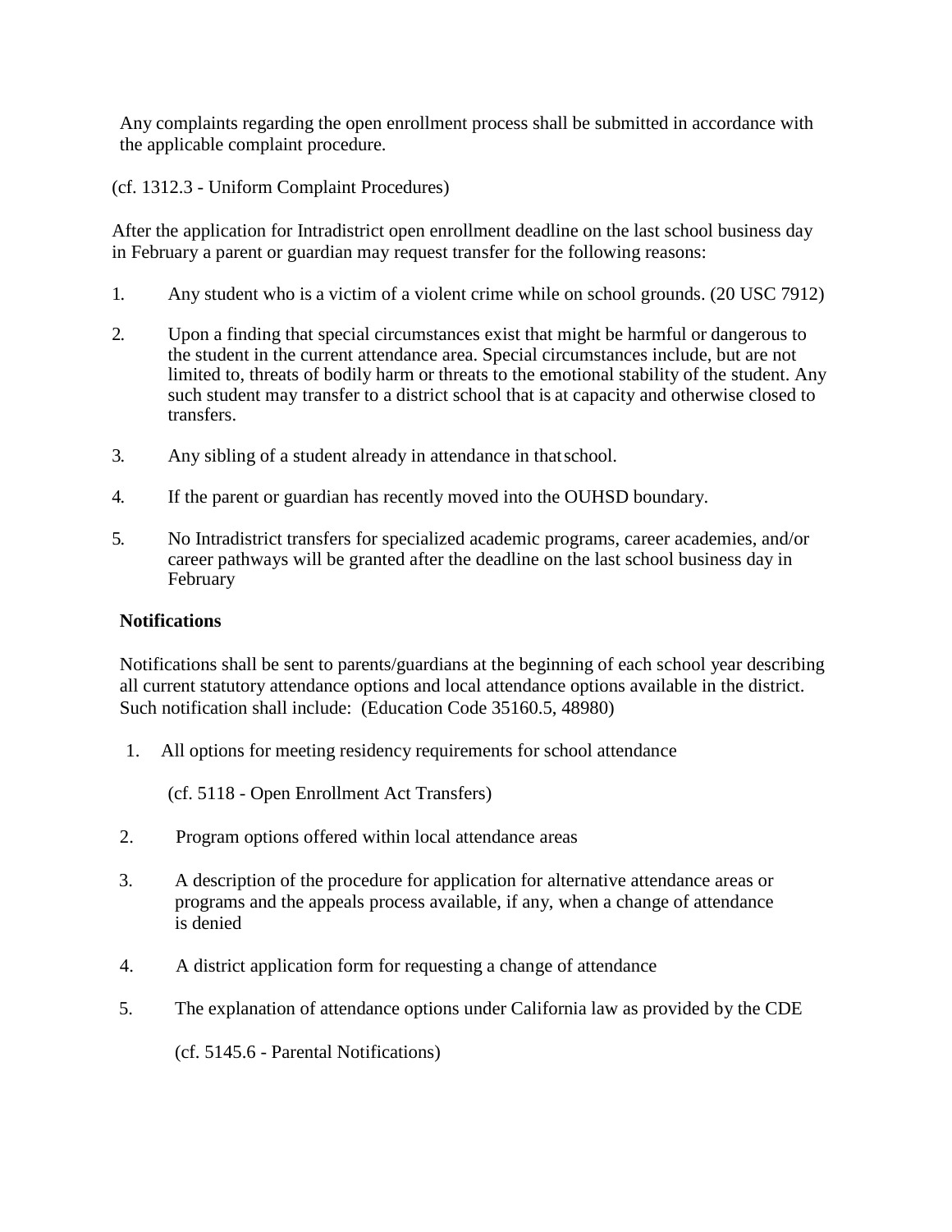Any complaints regarding the open enrollment process shall be submitted in accordance with the applicable complaint procedure.

(cf. 1312.3 - Uniform Complaint Procedures)

After the application for Intradistrict open enrollment deadline on the last school business day in February a parent or guardian may request transfer for the following reasons:

1. Any student who is a victim of a violent crime while on school grounds. (20 USC 7912)
2. Upon a finding that special circumstances exist that might be harmful or dangerous to the student in the current attendance area. Special circumstances include, but are not limited to, threats of bodily harm or threats to the emotional stability of the student. Any such student may transfer to a district school that is at capacity and otherwise closed to transfers.
3. Any sibling of a student already in attendance in that school.
4. If the parent or guardian has recently moved into the OUHSD boundary.
5. No Intradistrict transfers for specialized academic programs, career academies, and/or career pathways will be granted after the deadline on the last school business day in February

**Notifications**

Notifications shall be sent to parents/guardians at the beginning of each school year describing all current statutory attendance options and local attendance options available in the district. Such notification shall include: (Education Code 35160.5, 48980)

1. All options for meeting residency requirements for school attendance

   (cf. 5118 - Open Enrollment Act Transfers)

2. Program options offered within local attendance areas
3. A description of the procedure for application for alternative attendance areas or programs and the appeals process available, if any, when a change of attendance is denied
4. A district application form for requesting a change of attendance
5. The explanation of attendance options under California law as provided by the CDE

   (cf. 5145.6 - Parental Notifications)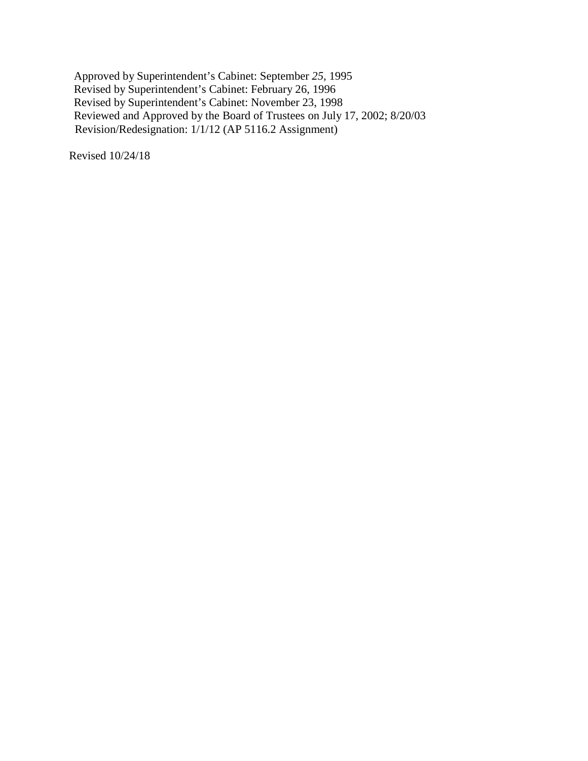Approved by Superintendent's Cabinet: September *25,* 1995
Revised by Superintendent's Cabinet: February 26, 1996
Revised by Superintendent's Cabinet: November 23, 1998
Reviewed and Approved by the Board of Trustees on July 17, 2002; 8/20/03
Revision/Redesignation: 1/1/12 (AP 5116.2 Assignment)

Revised 10/24/18